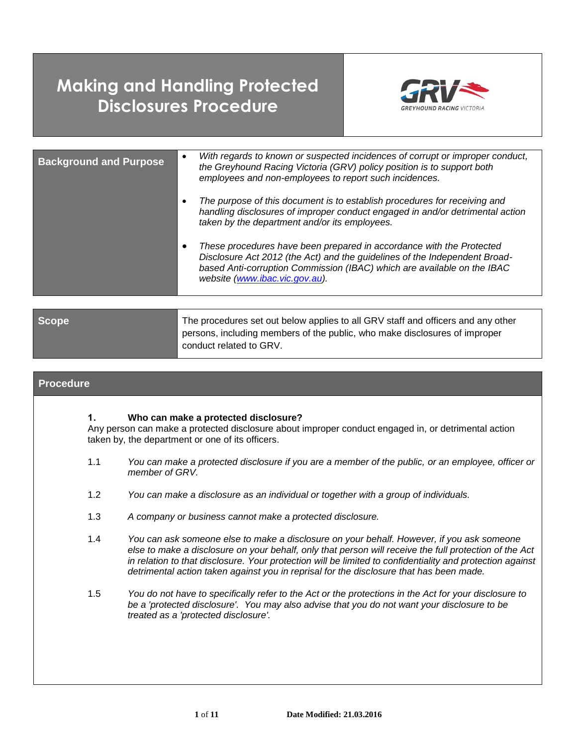# Making and Handling Protected Disclosures Procedure

| | |
|---|---|
| **Background and Purpose** | • *With regards to known or suspected incidences of corrupt or improper conduct, the Greyhound Racing Victoria (GRV) policy position is to support both employees and non-employees to report such incidences.*<br><br>• *The purpose of this document is to establish procedures for receiving and handling disclosures of improper conduct engaged in and/or detrimental action taken by the department and/or its employees.*<br><br>• *These procedures have been prepared in accordance with the Protected Disclosure Act 2012 (the Act) and the guidelines of the Independent Broad-based Anti-corruption Commission (IBAC) which are available on the IBAC website (www.ibac.vic.gov.au).* |

| | |
|---|---|
| **Scope** | The procedures set out below applies to all GRV staff and officers and any other persons, including members of the public, who make disclosures of improper conduct related to GRV. |

## Procedure

### 1. Who can make a protected disclosure?

Any person can make a protected disclosure about improper conduct engaged in, or detrimental action taken by, the department or one of its officers.

1.1 *You can make a protected disclosure if you are a member of the public, or an employee, officer or member of GRV.*

1.2 *You can make a disclosure as an individual or together with a group of individuals.*

1.3 *A company or business cannot make a protected disclosure.*

1.4 *You can ask someone else to make a disclosure on your behalf. However, if you ask someone else to make a disclosure on your behalf, only that person will receive the full protection of the Act in relation to that disclosure. Your protection will be limited to confidentiality and protection against detrimental action taken against you in reprisal for the disclosure that has been made.*

1.5 *You do not have to specifically refer to the Act or the protections in the Act for your disclosure to be a 'protected disclosure'. You may also advise that you do not want your disclosure to be treated as a 'protected disclosure'.*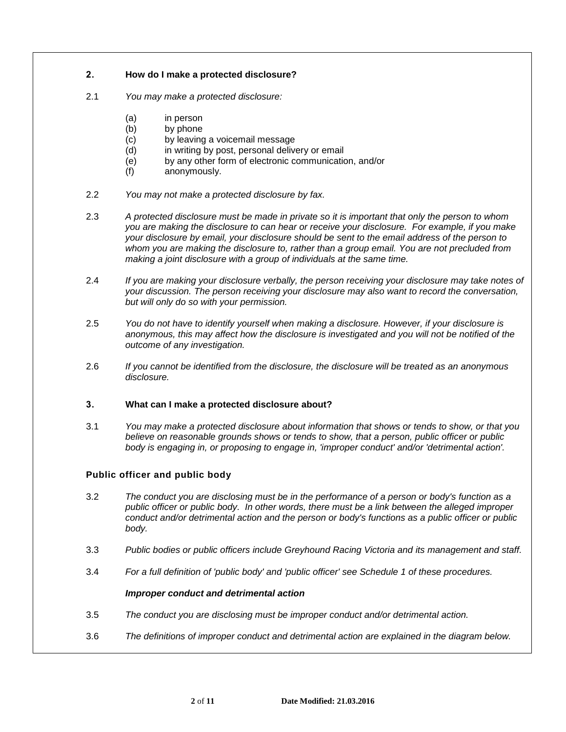## 2. How do I make a protected disclosure?

2.1 *You may make a protected disclosure:*

(a) in person
(b) by phone
(c) by leaving a voicemail message
(d) in writing by post, personal delivery or email
(e) by any other form of electronic communication, and/or
(f) anonymously.

2.2 *You may not make a protected disclosure by fax.*

2.3 *A protected disclosure must be made in private so it is important that only the person to whom you are making the disclosure to can hear or receive your disclosure. For example, if you make your disclosure by email, your disclosure should be sent to the email address of the person to whom you are making the disclosure to, rather than a group email. You are not precluded from making a joint disclosure with a group of individuals at the same time.*

2.4 *If you are making your disclosure verbally, the person receiving your disclosure may take notes of your discussion. The person receiving your disclosure may also want to record the conversation, but will only do so with your permission.*

2.5 *You do not have to identify yourself when making a disclosure. However, if your disclosure is anonymous, this may affect how the disclosure is investigated and you will not be notified of the outcome of any investigation.*

2.6 *If you cannot be identified from the disclosure, the disclosure will be treated as an anonymous disclosure.*

## 3. What can I make a protected disclosure about?

3.1 *You may make a protected disclosure about information that shows or tends to show, or that you believe on reasonable grounds shows or tends to show, that a person, public officer or public body is engaging in, or proposing to engage in, 'improper conduct' and/or 'detrimental action'.*

### Public officer and public body

3.2 *The conduct you are disclosing must be in the performance of a person or body's function as a public officer or public body. In other words, there must be a link between the alleged improper conduct and/or detrimental action and the person or body's functions as a public officer or public body.*

3.3 *Public bodies or public officers include Greyhound Racing Victoria and its management and staff.*

3.4 *For a full definition of 'public body' and 'public officer' see Schedule 1 of these procedures.*

***Improper conduct and detrimental action***

3.5 *The conduct you are disclosing must be improper conduct and/or detrimental action.*

3.6 *The definitions of improper conduct and detrimental action are explained in the diagram below.*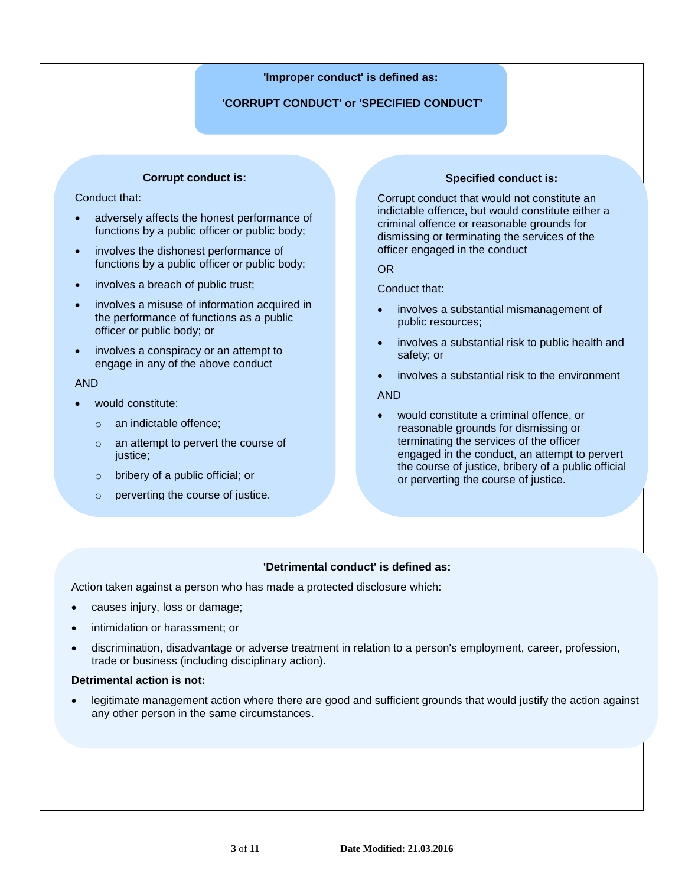**'Improper conduct' is defined as:**

**'CORRUPT CONDUCT' or 'SPECIFIED CONDUCT'**

**Corrupt conduct is:**

Conduct that:

- adversely affects the honest performance of functions by a public officer or public body;
- involves the dishonest performance of functions by a public officer or public body;
- involves a breach of public trust;
- involves a misuse of information acquired in the performance of functions as a public officer or public body; or
- involves a conspiracy or an attempt to engage in any of the above conduct

AND

- would constitute:
  - an indictable offence;
  - an attempt to pervert the course of justice;
  - bribery of a public official; or
  - perverting the course of justice.

**Specified conduct is:**

Corrupt conduct that would not constitute an indictable offence, but would constitute either a criminal offence or reasonable grounds for dismissing or terminating the services of the officer engaged in the conduct

OR

Conduct that:

- involves a substantial mismanagement of public resources;
- involves a substantial risk to public health and safety; or
- involves a substantial risk to the environment

AND

- would constitute a criminal offence, or reasonable grounds for dismissing or terminating the services of the officer engaged in the conduct, an attempt to pervert the course of justice, bribery of a public official or perverting the course of justice.

**'Detrimental conduct' is defined as:**

Action taken against a person who has made a protected disclosure which:

- causes injury, loss or damage;
- intimidation or harassment; or
- discrimination, disadvantage or adverse treatment in relation to a person's employment, career, profession, trade or business (including disciplinary action).

**Detrimental action is not:**

- legitimate management action where there are good and sufficient grounds that would justify the action against any other person in the same circumstances.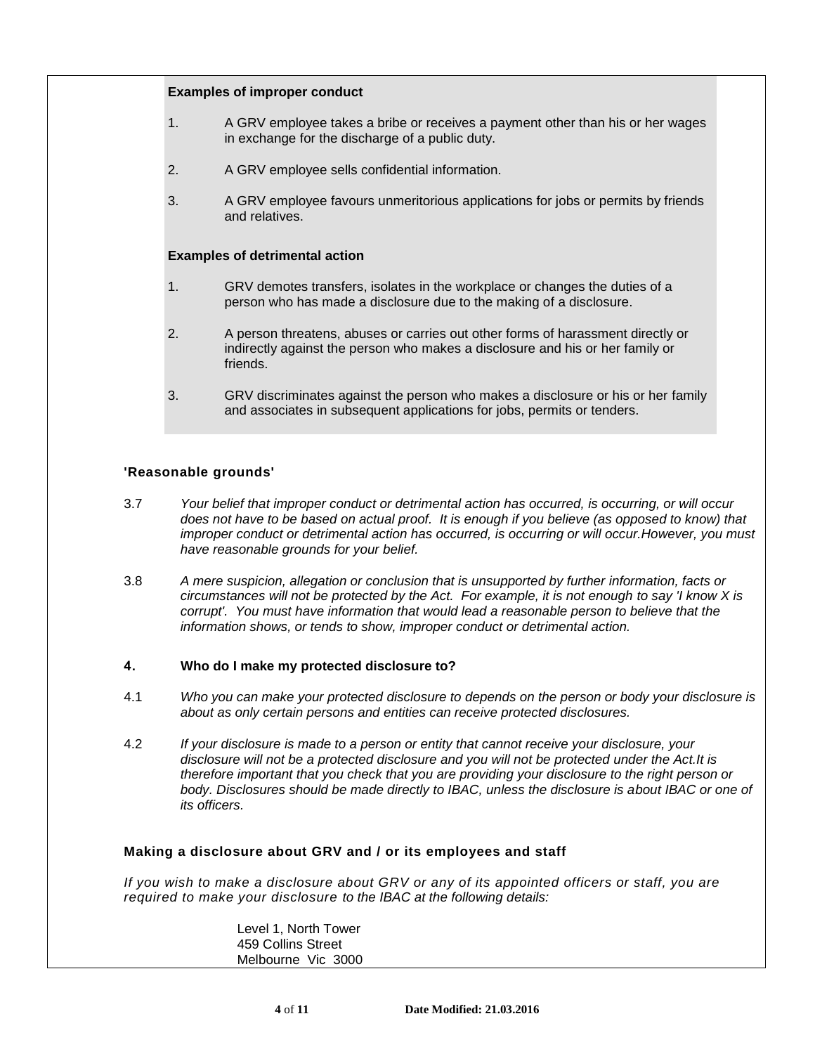**Examples of improper conduct**

1. A GRV employee takes a bribe or receives a payment other than his or her wages in exchange for the discharge of a public duty.

2. A GRV employee sells confidential information.

3. A GRV employee favours unmeritorious applications for jobs or permits by friends and relatives.

**Examples of detrimental action**

1. GRV demotes transfers, isolates in the workplace or changes the duties of a person who has made a disclosure due to the making of a disclosure.

2. A person threatens, abuses or carries out other forms of harassment directly or indirectly against the person who makes a disclosure and his or her family or friends.

3. GRV discriminates against the person who makes a disclosure or his or her family and associates in subsequent applications for jobs, permits or tenders.

### 'Reasonable grounds'

3.7 *Your belief that improper conduct or detrimental action has occurred, is occurring, or will occur does not have to be based on actual proof. It is enough if you believe (as opposed to know) that improper conduct or detrimental action has occurred, is occurring or will occur.However, you must have reasonable grounds for your belief.*

3.8 *A mere suspicion, allegation or conclusion that is unsupported by further information, facts or circumstances will not be protected by the Act. For example, it is not enough to say 'I know X is corrupt'. You must have information that would lead a reasonable person to believe that the information shows, or tends to show, improper conduct or detrimental action.*

## 4. Who do I make my protected disclosure to?

4.1 *Who you can make your protected disclosure to depends on the person or body your disclosure is about as only certain persons and entities can receive protected disclosures.*

4.2 *If your disclosure is made to a person or entity that cannot receive your disclosure, your disclosure will not be a protected disclosure and you will not be protected under the Act.It is therefore important that you check that you are providing your disclosure to the right person or body. Disclosures should be made directly to IBAC, unless the disclosure is about IBAC or one of its officers.*

### Making a disclosure about GRV and / or its employees and staff

*If you wish to make a disclosure about GRV or any of its appointed officers or staff, you are required to make your disclosure to the IBAC at the following details:*

Level 1, North Tower
459 Collins Street
Melbourne Vic 3000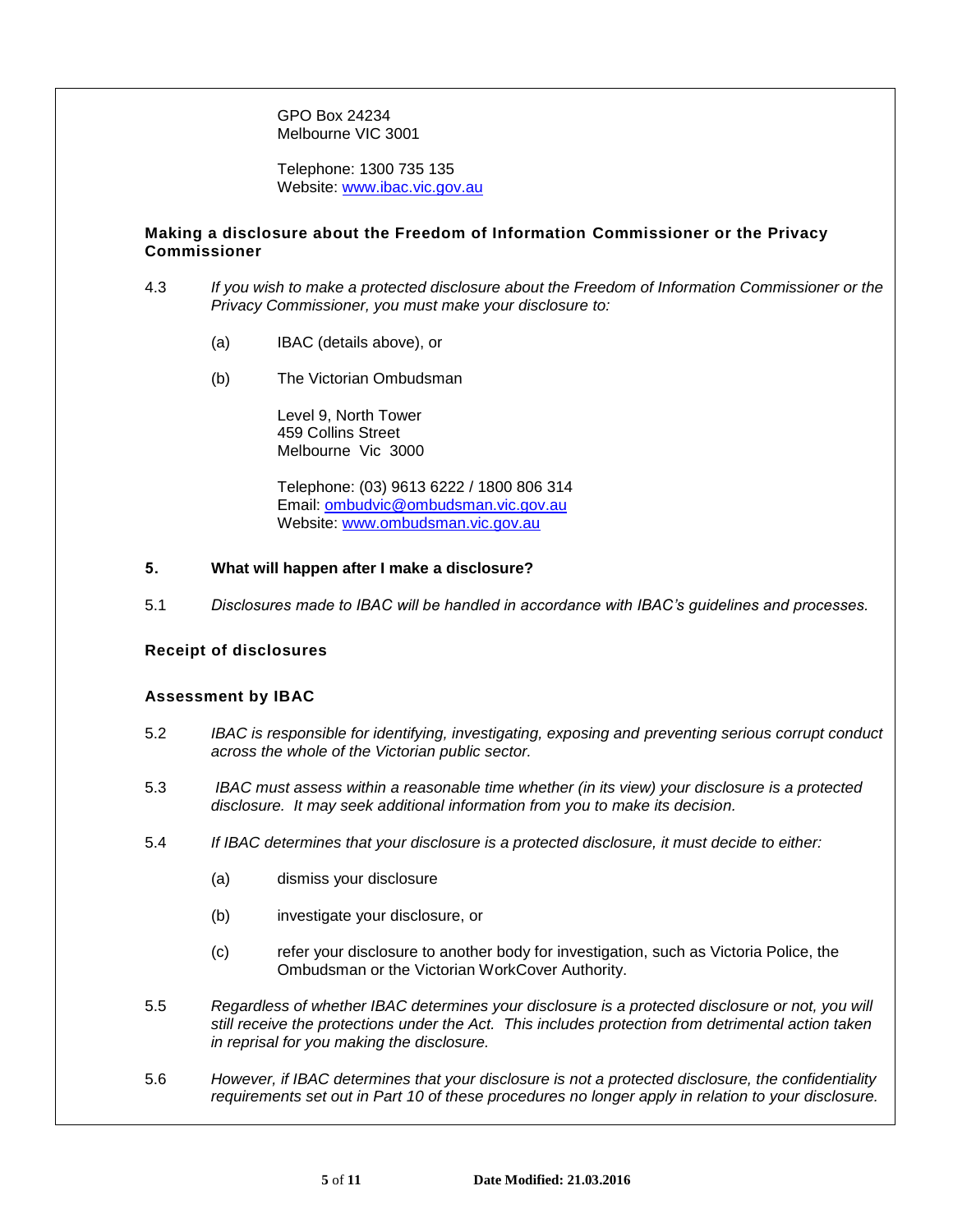GPO Box 24234
Melbourne VIC 3001

Telephone: 1300 735 135
Website: www.ibac.vic.gov.au

**Making a disclosure about the Freedom of Information Commissioner or the Privacy Commissioner**

4.3 *If you wish to make a protected disclosure about the Freedom of Information Commissioner or the Privacy Commissioner, you must make your disclosure to:*

(a) IBAC (details above), or

(b) The Victorian Ombudsman

Level 9, North Tower
459 Collins Street
Melbourne Vic 3000

Telephone: (03) 9613 6222 / 1800 806 314
Email: ombudvic@ombudsman.vic.gov.au
Website: www.ombudsman.vic.gov.au

## 5. What will happen after I make a disclosure?

5.1 *Disclosures made to IBAC will be handled in accordance with IBAC's guidelines and processes.*

**Receipt of disclosures**

**Assessment by IBAC**

5.2 *IBAC is responsible for identifying, investigating, exposing and preventing serious corrupt conduct across the whole of the Victorian public sector.*

5.3 *IBAC must assess within a reasonable time whether (in its view) your disclosure is a protected disclosure. It may seek additional information from you to make its decision.*

5.4 *If IBAC determines that your disclosure is a protected disclosure, it must decide to either:*

(a) dismiss your disclosure

(b) investigate your disclosure, or

(c) refer your disclosure to another body for investigation, such as Victoria Police, the Ombudsman or the Victorian WorkCover Authority.

5.5 *Regardless of whether IBAC determines your disclosure is a protected disclosure or not, you will still receive the protections under the Act. This includes protection from detrimental action taken in reprisal for you making the disclosure.*

5.6 *However, if IBAC determines that your disclosure is not a protected disclosure, the confidentiality requirements set out in Part 10 of these procedures no longer apply in relation to your disclosure.*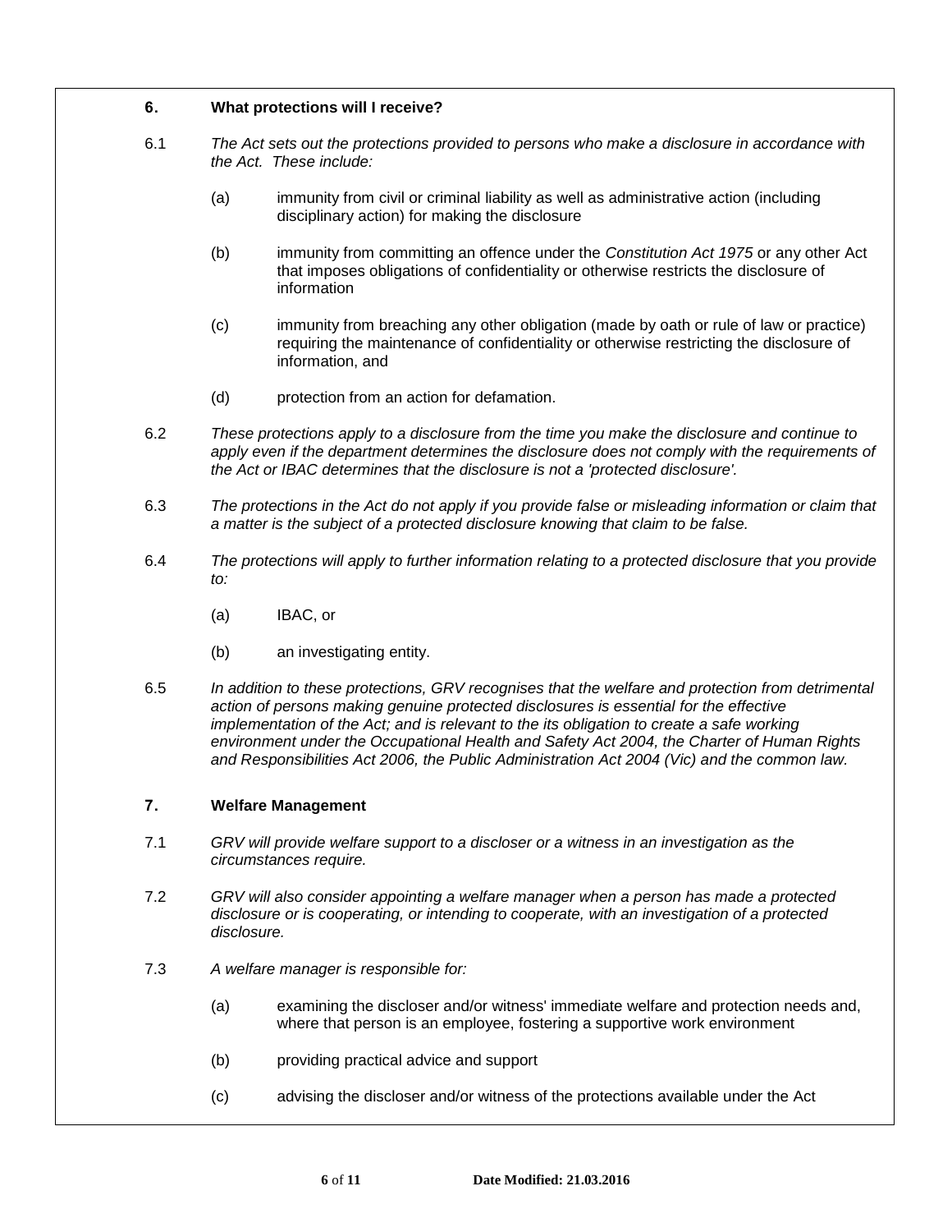## 6. What protections will I receive?

6.1 *The Act sets out the protections provided to persons who make a disclosure in accordance with the Act. These include:*

(a) immunity from civil or criminal liability as well as administrative action (including disciplinary action) for making the disclosure

(b) immunity from committing an offence under the *Constitution Act 1975* or any other Act that imposes obligations of confidentiality or otherwise restricts the disclosure of information

(c) immunity from breaching any other obligation (made by oath or rule of law or practice) requiring the maintenance of confidentiality or otherwise restricting the disclosure of information, and

(d) protection from an action for defamation.

6.2 *These protections apply to a disclosure from the time you make the disclosure and continue to apply even if the department determines the disclosure does not comply with the requirements of the Act or IBAC determines that the disclosure is not a 'protected disclosure'.*

6.3 *The protections in the Act do not apply if you provide false or misleading information or claim that a matter is the subject of a protected disclosure knowing that claim to be false.*

6.4 *The protections will apply to further information relating to a protected disclosure that you provide to:*

(a) IBAC, or

(b) an investigating entity.

6.5 *In addition to these protections, GRV recognises that the welfare and protection from detrimental action of persons making genuine protected disclosures is essential for the effective implementation of the Act; and is relevant to the its obligation to create a safe working environment under the Occupational Health and Safety Act 2004, the Charter of Human Rights and Responsibilities Act 2006, the Public Administration Act 2004 (Vic) and the common law.*

## 7. Welfare Management

7.1 *GRV will provide welfare support to a discloser or a witness in an investigation as the circumstances require.*

7.2 *GRV will also consider appointing a welfare manager when a person has made a protected disclosure or is cooperating, or intending to cooperate, with an investigation of a protected disclosure.*

7.3 *A welfare manager is responsible for:*

(a) examining the discloser and/or witness' immediate welfare and protection needs and, where that person is an employee, fostering a supportive work environment

(b) providing practical advice and support

(c) advising the discloser and/or witness of the protections available under the Act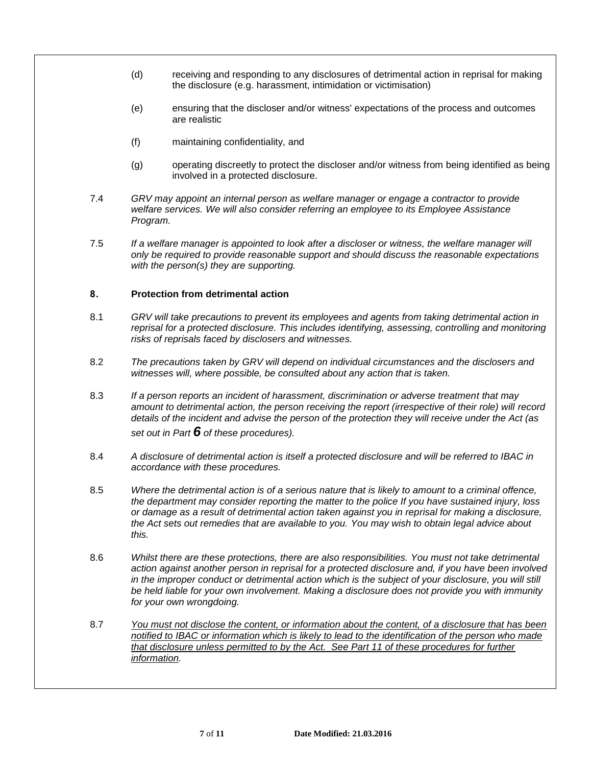(d) receiving and responding to any disclosures of detrimental action in reprisal for making the disclosure (e.g. harassment, intimidation or victimisation)

(e) ensuring that the discloser and/or witness' expectations of the process and outcomes are realistic

(f) maintaining confidentiality, and

(g) operating discreetly to protect the discloser and/or witness from being identified as being involved in a protected disclosure.

7.4 *GRV may appoint an internal person as welfare manager or engage a contractor to provide welfare services. We will also consider referring an employee to its Employee Assistance Program.*

7.5 *If a welfare manager is appointed to look after a discloser or witness, the welfare manager will only be required to provide reasonable support and should discuss the reasonable expectations with the person(s) they are supporting.*

## 8. Protection from detrimental action

8.1 *GRV will take precautions to prevent its employees and agents from taking detrimental action in reprisal for a protected disclosure. This includes identifying, assessing, controlling and monitoring risks of reprisals faced by disclosers and witnesses.*

8.2 *The precautions taken by GRV will depend on individual circumstances and the disclosers and witnesses will, where possible, be consulted about any action that is taken.*

8.3 *If a person reports an incident of harassment, discrimination or adverse treatment that may amount to detrimental action, the person receiving the report (irrespective of their role) will record details of the incident and advise the person of the protection they will receive under the Act (as set out in Part **6** of these procedures).*

8.4 *A disclosure of detrimental action is itself a protected disclosure and will be referred to IBAC in accordance with these procedures.*

8.5 *Where the detrimental action is of a serious nature that is likely to amount to a criminal offence, the department may consider reporting the matter to the police If you have sustained injury, loss or damage as a result of detrimental action taken against you in reprisal for making a disclosure, the Act sets out remedies that are available to you. You may wish to obtain legal advice about this.*

8.6 *Whilst there are these protections, there are also responsibilities. You must not take detrimental action against another person in reprisal for a protected disclosure and, if you have been involved in the improper conduct or detrimental action which is the subject of your disclosure, you will still be held liable for your own involvement. Making a disclosure does not provide you with immunity for your own wrongdoing.*

8.7 <u>*You must not disclose the content, or information about the content, of a disclosure that has been notified to IBAC or information which is likely to lead to the identification of the person who made that disclosure unless permitted to by the Act. See Part 11 of these procedures for further information.*</u>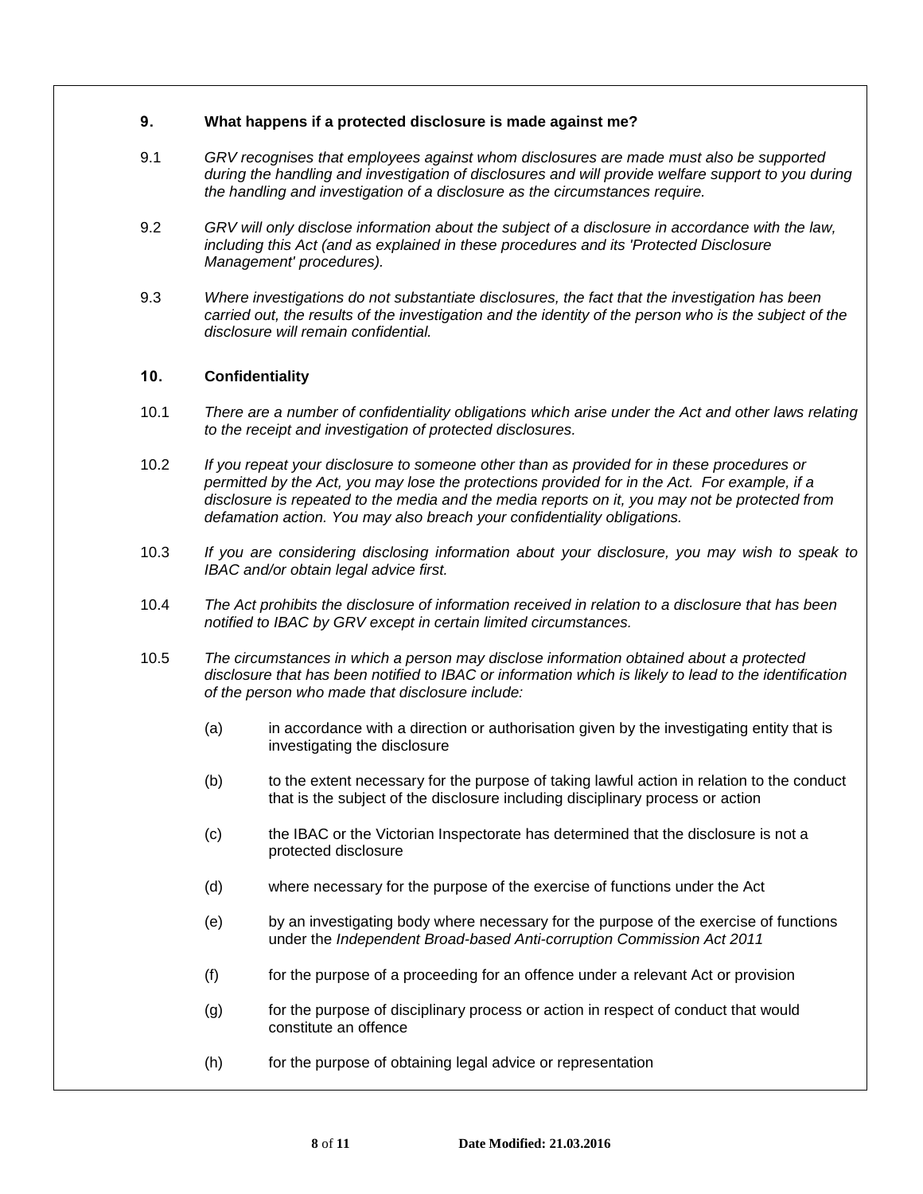## 9. What happens if a protected disclosure is made against me?

9.1 *GRV recognises that employees against whom disclosures are made must also be supported during the handling and investigation of disclosures and will provide welfare support to you during the handling and investigation of a disclosure as the circumstances require.*

9.2 *GRV will only disclose information about the subject of a disclosure in accordance with the law, including this Act (and as explained in these procedures and its 'Protected Disclosure Management' procedures).*

9.3 *Where investigations do not substantiate disclosures, the fact that the investigation has been carried out, the results of the investigation and the identity of the person who is the subject of the disclosure will remain confidential.*

## 10. Confidentiality

10.1 *There are a number of confidentiality obligations which arise under the Act and other laws relating to the receipt and investigation of protected disclosures.*

10.2 *If you repeat your disclosure to someone other than as provided for in these procedures or permitted by the Act, you may lose the protections provided for in the Act. For example, if a disclosure is repeated to the media and the media reports on it, you may not be protected from defamation action. You may also breach your confidentiality obligations.*

10.3 *If you are considering disclosing information about your disclosure, you may wish to speak to IBAC and/or obtain legal advice first.*

10.4 *The Act prohibits the disclosure of information received in relation to a disclosure that has been notified to IBAC by GRV except in certain limited circumstances.*

10.5 *The circumstances in which a person may disclose information obtained about a protected disclosure that has been notified to IBAC or information which is likely to lead to the identification of the person who made that disclosure include:*

(a) in accordance with a direction or authorisation given by the investigating entity that is investigating the disclosure

(b) to the extent necessary for the purpose of taking lawful action in relation to the conduct that is the subject of the disclosure including disciplinary process or action

(c) the IBAC or the Victorian Inspectorate has determined that the disclosure is not a protected disclosure

(d) where necessary for the purpose of the exercise of functions under the Act

(e) by an investigating body where necessary for the purpose of the exercise of functions under the *Independent Broad-based Anti-corruption Commission Act 2011*

(f) for the purpose of a proceeding for an offence under a relevant Act or provision

(g) for the purpose of disciplinary process or action in respect of conduct that would constitute an offence

(h) for the purpose of obtaining legal advice or representation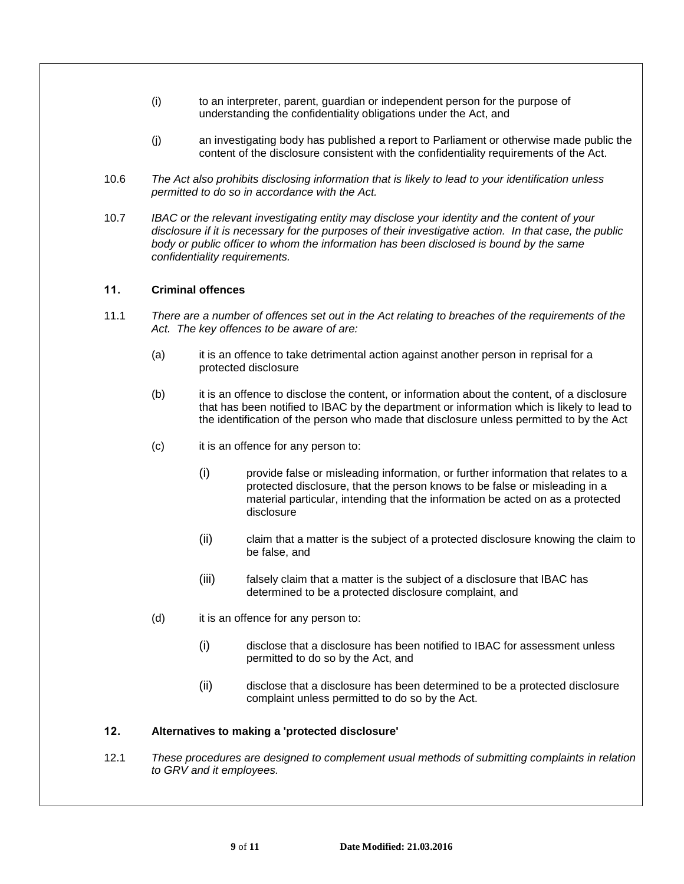(i) to an interpreter, parent, guardian or independent person for the purpose of understanding the confidentiality obligations under the Act, and

(j) an investigating body has published a report to Parliament or otherwise made public the content of the disclosure consistent with the confidentiality requirements of the Act.

10.6 *The Act also prohibits disclosing information that is likely to lead to your identification unless permitted to do so in accordance with the Act.*

10.7 *IBAC or the relevant investigating entity may disclose your identity and the content of your disclosure if it is necessary for the purposes of their investigative action. In that case, the public body or public officer to whom the information has been disclosed is bound by the same confidentiality requirements.*

## 11. Criminal offences

11.1 *There are a number of offences set out in the Act relating to breaches of the requirements of the Act. The key offences to be aware of are:*

(a) it is an offence to take detrimental action against another person in reprisal for a protected disclosure

(b) it is an offence to disclose the content, or information about the content, of a disclosure that has been notified to IBAC by the department or information which is likely to lead to the identification of the person who made that disclosure unless permitted to by the Act

(c) it is an offence for any person to:

  (i) provide false or misleading information, or further information that relates to a protected disclosure, that the person knows to be false or misleading in a material particular, intending that the information be acted on as a protected disclosure

  (ii) claim that a matter is the subject of a protected disclosure knowing the claim to be false, and

  (iii) falsely claim that a matter is the subject of a disclosure that IBAC has determined to be a protected disclosure complaint, and

(d) it is an offence for any person to:

  (i) disclose that a disclosure has been notified to IBAC for assessment unless permitted to do so by the Act, and

  (ii) disclose that a disclosure has been determined to be a protected disclosure complaint unless permitted to do so by the Act.

## 12. Alternatives to making a 'protected disclosure'

12.1 *These procedures are designed to complement usual methods of submitting complaints in relation to GRV and it employees.*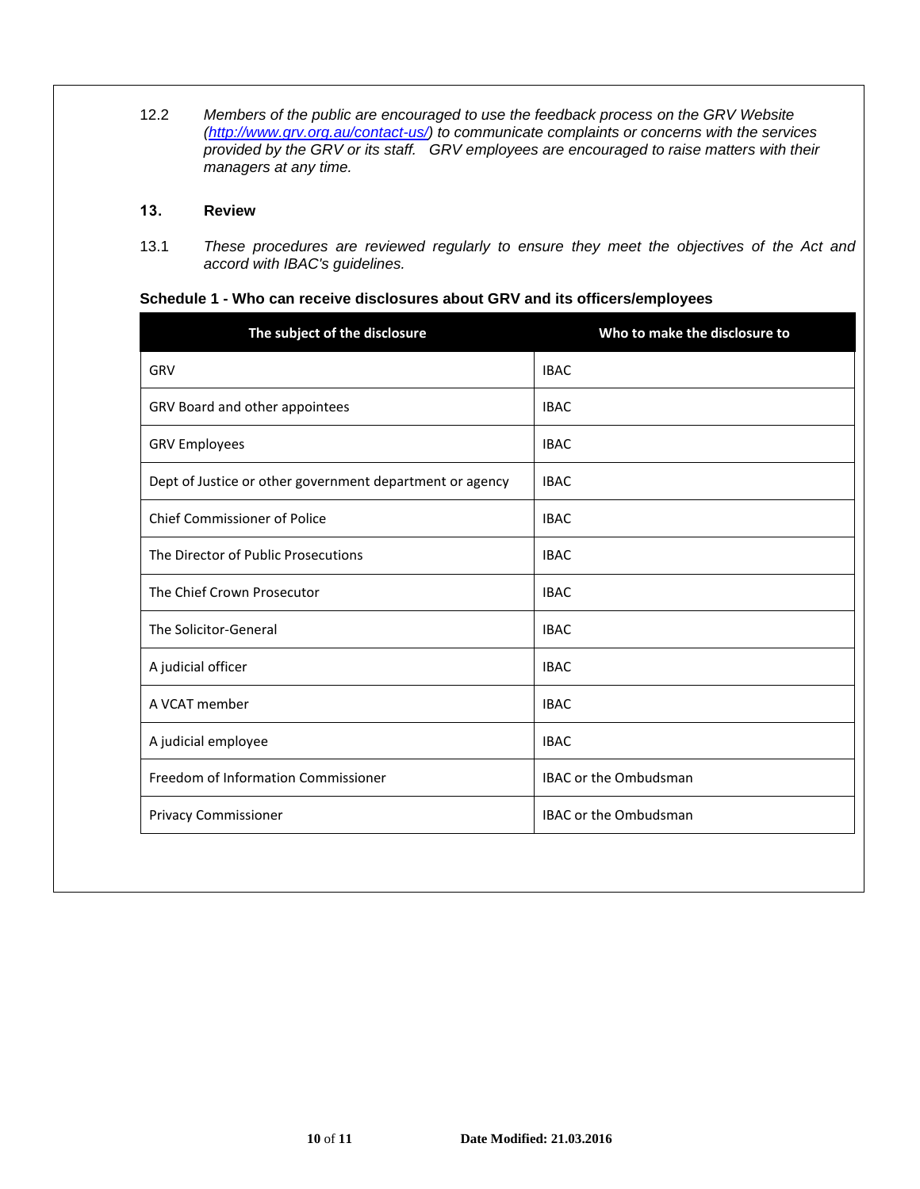12.2 *Members of the public are encouraged to use the feedback process on the GRV Website ([http://www.grv.org.au/contact-us/](http://www.grv.org.au/contact-us/)) to communicate complaints or concerns with the services provided by the GRV or its staff. GRV employees are encouraged to raise matters with their managers at any time.*

## 13. Review

13.1 *These procedures are reviewed regularly to ensure they meet the objectives of the Act and accord with IBAC's guidelines.*

**Schedule 1 - Who can receive disclosures about GRV and its officers/employees**

| The subject of the disclosure | Who to make the disclosure to |
|---|---|
| GRV | IBAC |
| GRV Board and other appointees | IBAC |
| GRV Employees | IBAC |
| Dept of Justice or other government department or agency | IBAC |
| Chief Commissioner of Police | IBAC |
| The Director of Public Prosecutions | IBAC |
| The Chief Crown Prosecutor | IBAC |
| The Solicitor-General | IBAC |
| A judicial officer | IBAC |
| A VCAT member | IBAC |
| A judicial employee | IBAC |
| Freedom of Information Commissioner | IBAC or the Ombudsman |
| Privacy Commissioner | IBAC or the Ombudsman |

**Date Modified: 21.03.2016**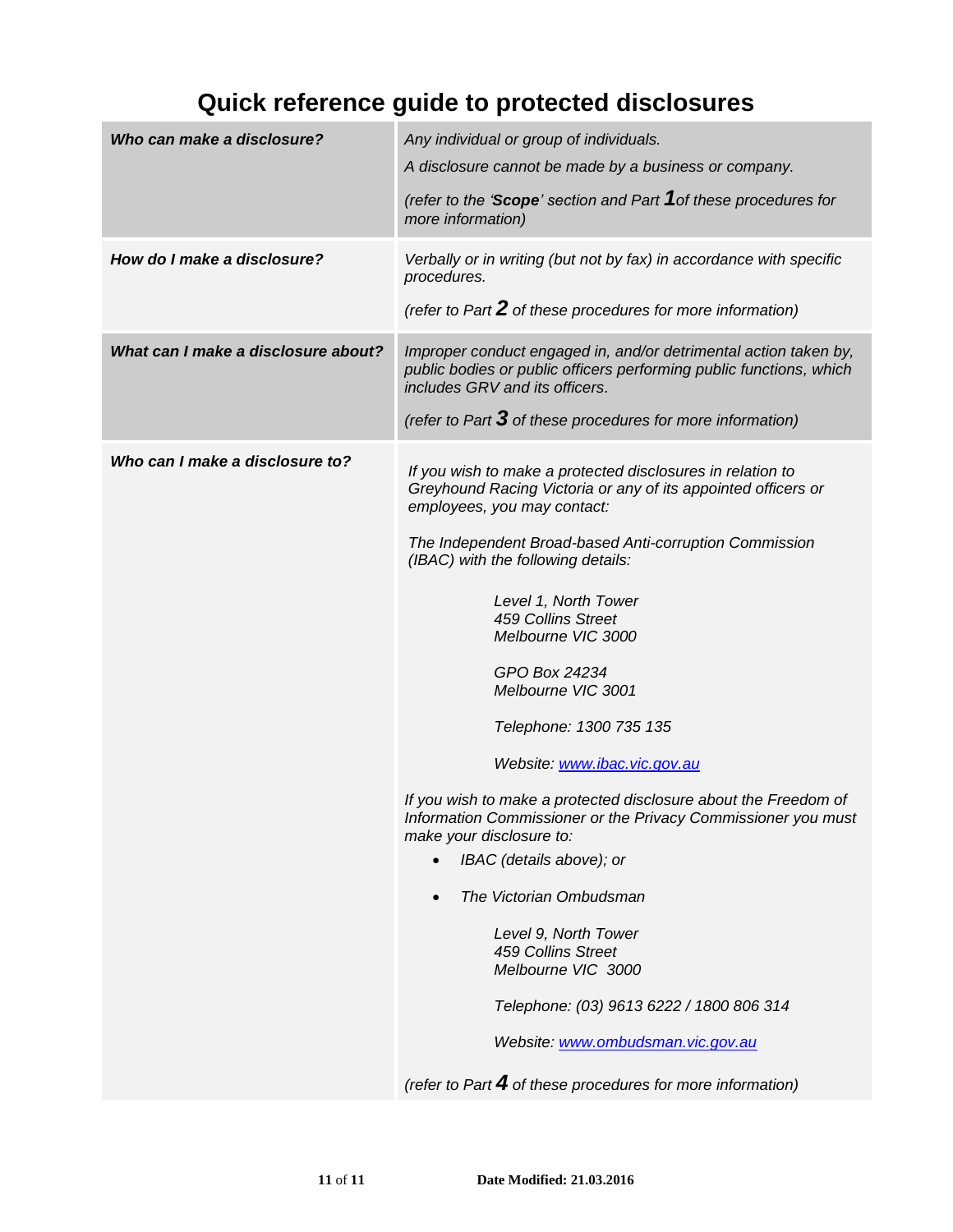# Quick reference guide to protected disclosures

| | |
|---|---|
| ***Who can make a disclosure?*** | *Any individual or group of individuals.*<br><br>*A disclosure cannot be made by a business or company.*<br><br>*(refer to the '**Scope**' section and Part **1** of these procedures for more information)* |
| ***How do I make a disclosure?*** | *Verbally or in writing (but not by fax) in accordance with specific procedures.*<br><br>*(refer to Part **2** of these procedures for more information)* |
| ***What can I make a disclosure about?*** | *Improper conduct engaged in, and/or detrimental action taken by, public bodies or public officers performing public functions, which includes GRV and its officers.*<br><br>*(refer to Part **3** of these procedures for more information)* |
| ***Who can I make a disclosure to?*** | *If you wish to make a protected disclosures in relation to Greyhound Racing Victoria or any of its appointed officers or employees, you may contact:*<br><br>*The Independent Broad-based Anti-corruption Commission (IBAC) with the following details:*<br><br>*Level 1, North Tower*<br>*459 Collins Street*<br>*Melbourne VIC 3000*<br><br>*GPO Box 24234*<br>*Melbourne VIC 3001*<br><br>*Telephone: 1300 735 135*<br><br>*Website: www.ibac.vic.gov.au*<br><br>*If you wish to make a protected disclosure about the Freedom of Information Commissioner or the Privacy Commissioner you must make your disclosure to:*<br><br>• *IBAC (details above); or*<br>• *The Victorian Ombudsman*<br><br>*Level 9, North Tower*<br>*459 Collins Street*<br>*Melbourne VIC 3000*<br><br>*Telephone: (03) 9613 6222 / 1800 806 314*<br><br>*Website: www.ombudsman.vic.gov.au*<br><br>*(refer to Part **4** of these procedures for more information)* |

**Date Modified: 21.03.2016**